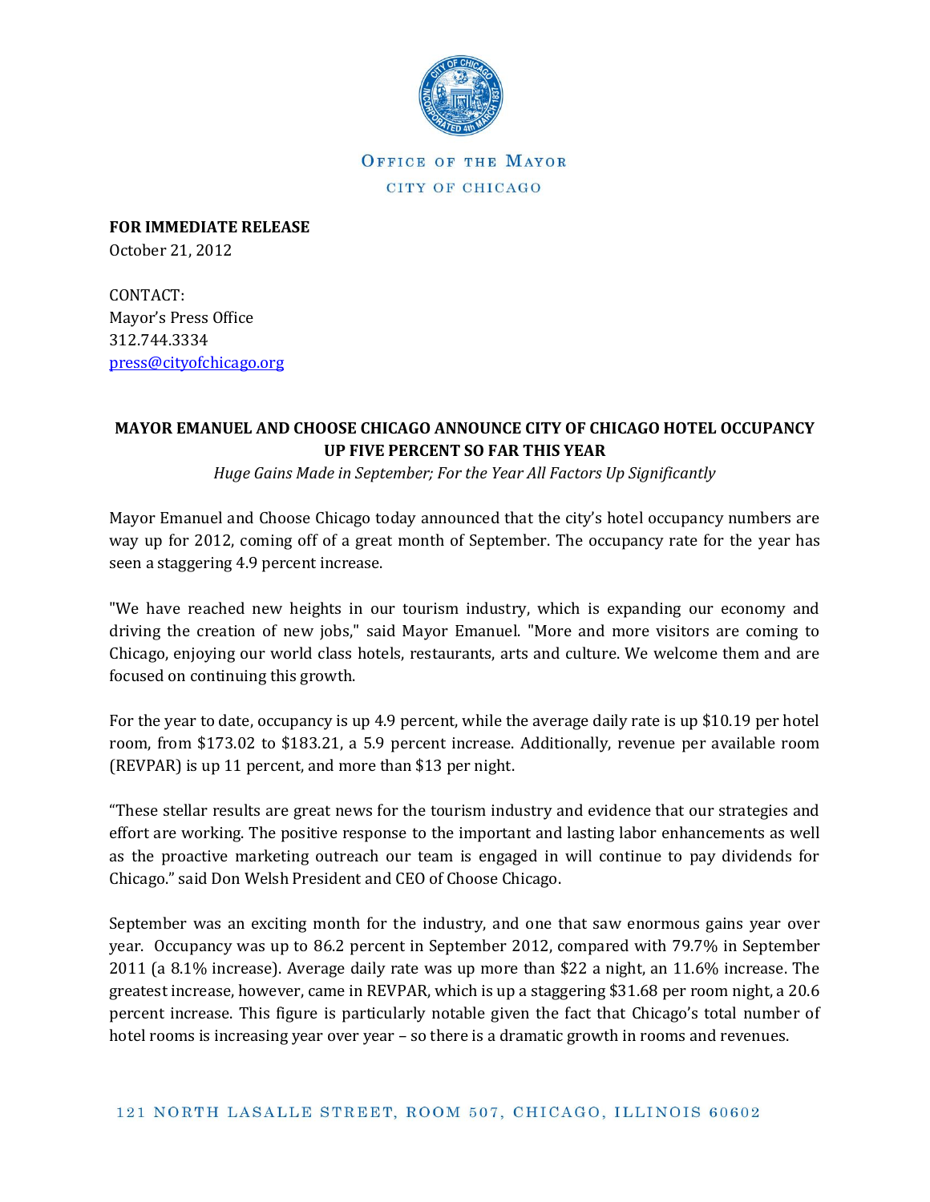OFFICE OF THE MAYOR

CITY OF CHICAGO

**FOR IMMEDIATE RELEASE**
October 21, 2012

CONTACT:
Mayor's Press Office
312.744.3334
press@cityofchicago.org

**MAYOR EMANUEL AND CHOOSE CHICAGO ANNOUNCE CITY OF CHICAGO HOTEL OCCUPANCY UP FIVE PERCENT SO FAR THIS YEAR**

*Huge Gains Made in September; For the Year All Factors Up Significantly*

Mayor Emanuel and Choose Chicago today announced that the city's hotel occupancy numbers are way up for 2012, coming off of a great month of September. The occupancy rate for the year has seen a staggering 4.9 percent increase.

"We have reached new heights in our tourism industry, which is expanding our economy and driving the creation of new jobs," said Mayor Emanuel. "More and more visitors are coming to Chicago, enjoying our world class hotels, restaurants, arts and culture. We welcome them and are focused on continuing this growth.

For the year to date, occupancy is up 4.9 percent, while the average daily rate is up $10.19 per hotel room, from $173.02 to $183.21, a 5.9 percent increase. Additionally, revenue per available room (REVPAR) is up 11 percent, and more than $13 per night.

"These stellar results are great news for the tourism industry and evidence that our strategies and effort are working. The positive response to the important and lasting labor enhancements as well as the proactive marketing outreach our team is engaged in will continue to pay dividends for Chicago." said Don Welsh President and CEO of Choose Chicago.

September was an exciting month for the industry, and one that saw enormous gains year over year. Occupancy was up to 86.2 percent in September 2012, compared with 79.7% in September 2011 (a 8.1% increase). Average daily rate was up more than $22 a night, an 11.6% increase. The greatest increase, however, came in REVPAR, which is up a staggering $31.68 per room night, a 20.6 percent increase. This figure is particularly notable given the fact that Chicago's total number of hotel rooms is increasing year over year – so there is a dramatic growth in rooms and revenues.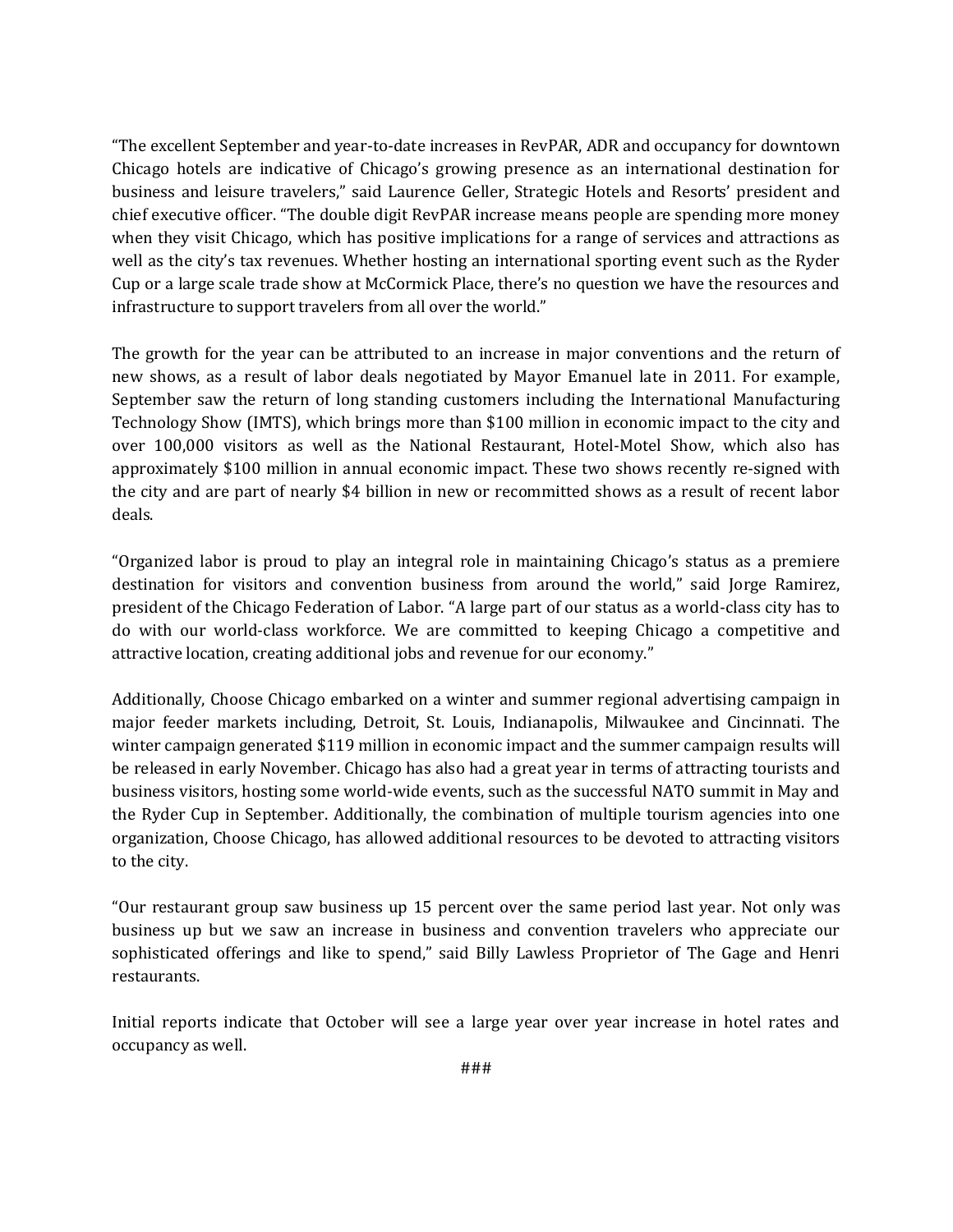"The excellent September and year-to-date increases in RevPAR, ADR and occupancy for downtown Chicago hotels are indicative of Chicago's growing presence as an international destination for business and leisure travelers," said Laurence Geller, Strategic Hotels and Resorts' president and chief executive officer. "The double digit RevPAR increase means people are spending more money when they visit Chicago, which has positive implications for a range of services and attractions as well as the city's tax revenues. Whether hosting an international sporting event such as the Ryder Cup or a large scale trade show at McCormick Place, there's no question we have the resources and infrastructure to support travelers from all over the world."

The growth for the year can be attributed to an increase in major conventions and the return of new shows, as a result of labor deals negotiated by Mayor Emanuel late in 2011. For example, September saw the return of long standing customers including the International Manufacturing Technology Show (IMTS), which brings more than $100 million in economic impact to the city and over 100,000 visitors as well as the National Restaurant, Hotel-Motel Show, which also has approximately $100 million in annual economic impact. These two shows recently re-signed with the city and are part of nearly $4 billion in new or recommitted shows as a result of recent labor deals.

"Organized labor is proud to play an integral role in maintaining Chicago's status as a premiere destination for visitors and convention business from around the world," said Jorge Ramirez, president of the Chicago Federation of Labor. "A large part of our status as a world-class city has to do with our world-class workforce. We are committed to keeping Chicago a competitive and attractive location, creating additional jobs and revenue for our economy."

Additionally, Choose Chicago embarked on a winter and summer regional advertising campaign in major feeder markets including, Detroit, St. Louis, Indianapolis, Milwaukee and Cincinnati. The winter campaign generated $119 million in economic impact and the summer campaign results will be released in early November. Chicago has also had a great year in terms of attracting tourists and business visitors, hosting some world-wide events, such as the successful NATO summit in May and the Ryder Cup in September. Additionally, the combination of multiple tourism agencies into one organization, Choose Chicago, has allowed additional resources to be devoted to attracting visitors to the city.

"Our restaurant group saw business up 15 percent over the same period last year. Not only was business up but we saw an increase in business and convention travelers who appreciate our sophisticated offerings and like to spend," said Billy Lawless Proprietor of The Gage and Henri restaurants.

Initial reports indicate that October will see a large year over year increase in hotel rates and occupancy as well.

###